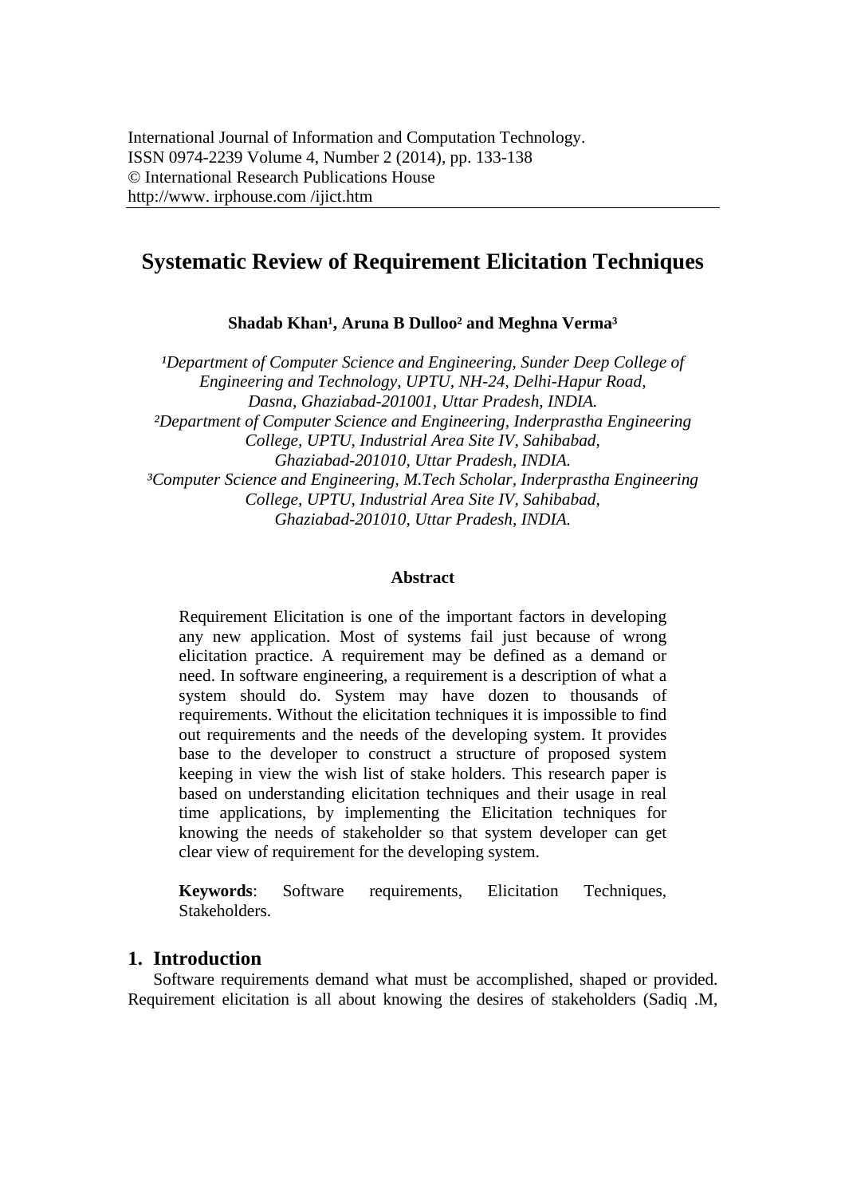International Journal of Information and Computation Technology.
ISSN 0974-2239 Volume 4, Number 2 (2014), pp. 133-138
© International Research Publications House
http://www. irphouse.com /ijict.htm

# Systematic Review of Requirement Elicitation Techniques

**Shadab Khan[1], Aruna B Dulloo[2] and Meghna Verma[3]**

*[1]Department of Computer Science and Engineering, Sunder Deep College of Engineering and Technology, UPTU, NH-24, Delhi-Hapur Road, Dasna, Ghaziabad-201001, Uttar Pradesh, INDIA.*
*[2]Department of Computer Science and Engineering, Inderprastha Engineering College, UPTU, Industrial Area Site IV, Sahibabad, Ghaziabad-201010, Uttar Pradesh, INDIA.*
*[3]Computer Science and Engineering, M.Tech Scholar, Inderprastha Engineering College, UPTU, Industrial Area Site IV, Sahibabad, Ghaziabad-201010, Uttar Pradesh, INDIA.*

**Abstract**

Requirement Elicitation is one of the important factors in developing any new application. Most of systems fail just because of wrong elicitation practice. A requirement may be defined as a demand or need. In software engineering, a requirement is a description of what a system should do. System may have dozen to thousands of requirements. Without the elicitation techniques it is impossible to find out requirements and the needs of the developing system. It provides base to the developer to construct a structure of proposed system keeping in view the wish list of stake holders. This research paper is based on understanding elicitation techniques and their usage in real time applications, by implementing the Elicitation techniques for knowing the needs of stakeholder so that system developer can get clear view of requirement for the developing system.

**Keywords**: Software requirements, Elicitation Techniques, Stakeholders.

## 1. Introduction

Software requirements demand what must be accomplished, shaped or provided. Requirement elicitation is all about knowing the desires of stakeholders (Sadiq .M,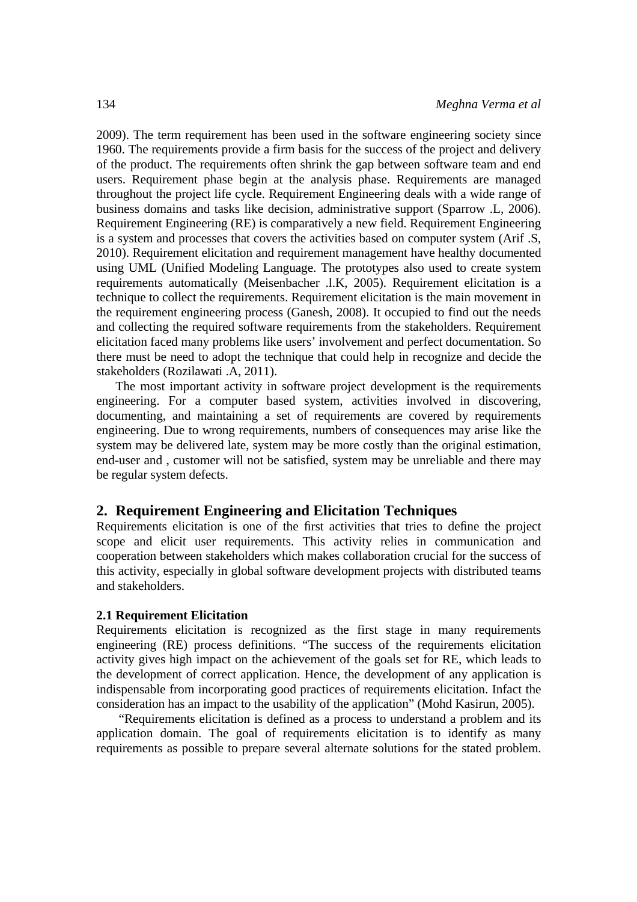2009). The term requirement has been used in the software engineering society since 1960. The requirements provide a firm basis for the success of the project and delivery of the product. The requirements often shrink the gap between software team and end users. Requirement phase begin at the analysis phase. Requirements are managed throughout the project life cycle. Requirement Engineering deals with a wide range of business domains and tasks like decision, administrative support (Sparrow .L, 2006). Requirement Engineering (RE) is comparatively a new field. Requirement Engineering is a system and processes that covers the activities based on computer system (Arif .S, 2010). Requirement elicitation and requirement management have healthy documented using UML (Unified Modeling Language. The prototypes also used to create system requirements automatically (Meisenbacher .l.K, 2005). Requirement elicitation is a technique to collect the requirements. Requirement elicitation is the main movement in the requirement engineering process (Ganesh, 2008). It occupied to find out the needs and collecting the required software requirements from the stakeholders. Requirement elicitation faced many problems like users' involvement and perfect documentation. So there must be need to adopt the technique that could help in recognize and decide the stakeholders (Rozilawati .A, 2011).

The most important activity in software project development is the requirements engineering. For a computer based system, activities involved in discovering, documenting, and maintaining a set of requirements are covered by requirements engineering. Due to wrong requirements, numbers of consequences may arise like the system may be delivered late, system may be more costly than the original estimation, end-user and , customer will not be satisfied, system may be unreliable and there may be regular system defects.

## 2. Requirement Engineering and Elicitation Techniques

Requirements elicitation is one of the first activities that tries to define the project scope and elicit user requirements. This activity relies in communication and cooperation between stakeholders which makes collaboration crucial for the success of this activity, especially in global software development projects with distributed teams and stakeholders.

### 2.1 Requirement Elicitation

Requirements elicitation is recognized as the first stage in many requirements engineering (RE) process definitions. "The success of the requirements elicitation activity gives high impact on the achievement of the goals set for RE, which leads to the development of correct application. Hence, the development of any application is indispensable from incorporating good practices of requirements elicitation. Infact the consideration has an impact to the usability of the application" (Mohd Kasirun, 2005).

"Requirements elicitation is defined as a process to understand a problem and its application domain. The goal of requirements elicitation is to identify as many requirements as possible to prepare several alternate solutions for the stated problem.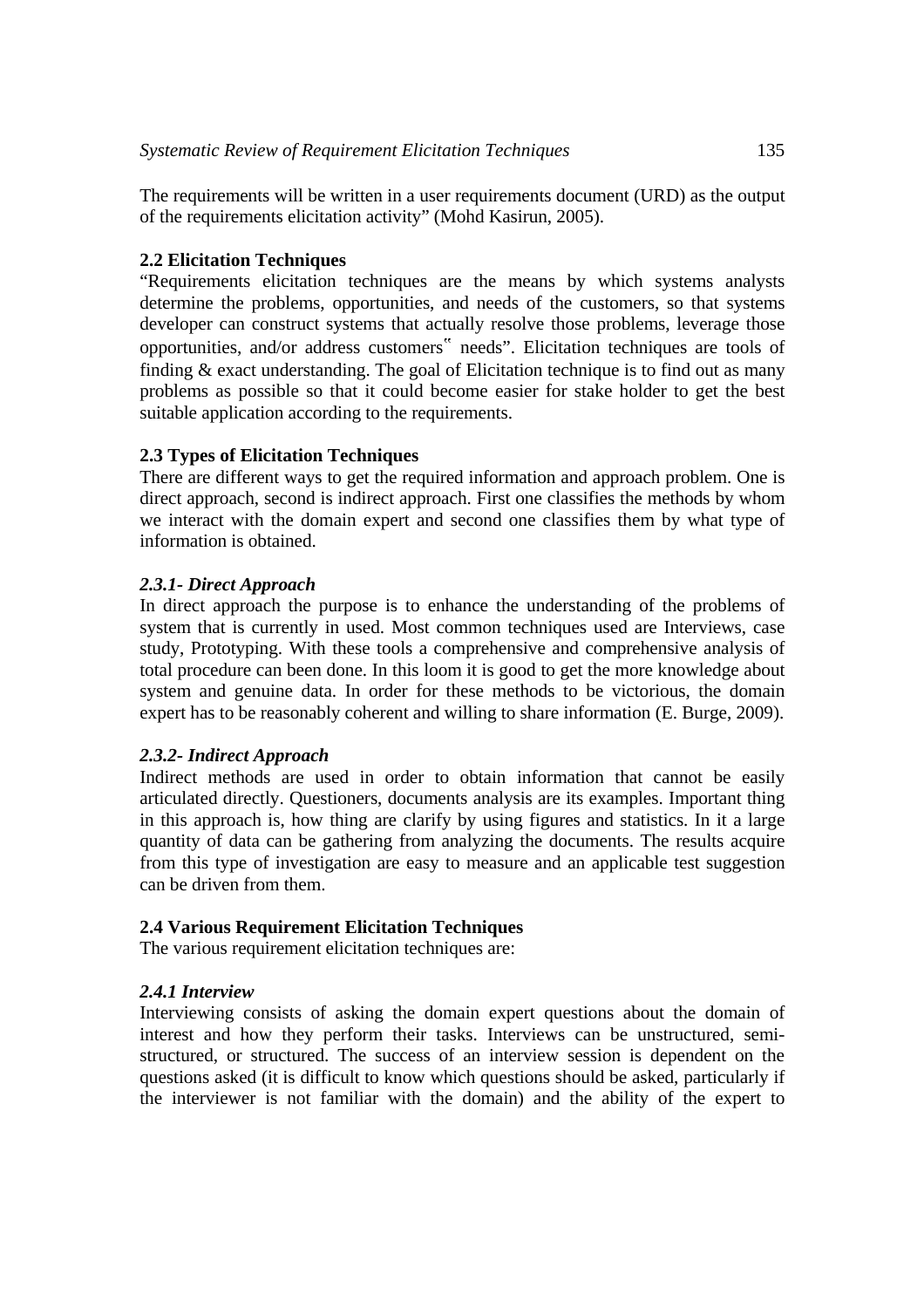The requirements will be written in a user requirements document (URD) as the output of the requirements elicitation activity" (Mohd Kasirun, 2005).

**2.2 Elicitation Techniques**

"Requirements elicitation techniques are the means by which systems analysts determine the problems, opportunities, and needs of the customers, so that systems developer can construct systems that actually resolve those problems, leverage those opportunities, and/or address customers‟ needs". Elicitation techniques are tools of finding & exact understanding. The goal of Elicitation technique is to find out as many problems as possible so that it could become easier for stake holder to get the best suitable application according to the requirements.

**2.3 Types of Elicitation Techniques**

There are different ways to get the required information and approach problem. One is direct approach, second is indirect approach. First one classifies the methods by whom we interact with the domain expert and second one classifies them by what type of information is obtained.

***2.3.1- Direct Approach***

In direct approach the purpose is to enhance the understanding of the problems of system that is currently in used. Most common techniques used are Interviews, case study, Prototyping. With these tools a comprehensive and comprehensive analysis of total procedure can been done. In this loom it is good to get the more knowledge about system and genuine data. In order for these methods to be victorious, the domain expert has to be reasonably coherent and willing to share information (E. Burge, 2009).

***2.3.2- Indirect Approach***

Indirect methods are used in order to obtain information that cannot be easily articulated directly. Questioners, documents analysis are its examples. Important thing in this approach is, how thing are clarify by using figures and statistics. In it a large quantity of data can be gathering from analyzing the documents. The results acquire from this type of investigation are easy to measure and an applicable test suggestion can be driven from them.

**2.4 Various Requirement Elicitation Techniques**

The various requirement elicitation techniques are:

***2.4.1 Interview***

Interviewing consists of asking the domain expert questions about the domain of interest and how they perform their tasks. Interviews can be unstructured, semi-structured, or structured. The success of an interview session is dependent on the questions asked (it is difficult to know which questions should be asked, particularly if the interviewer is not familiar with the domain) and the ability of the expert to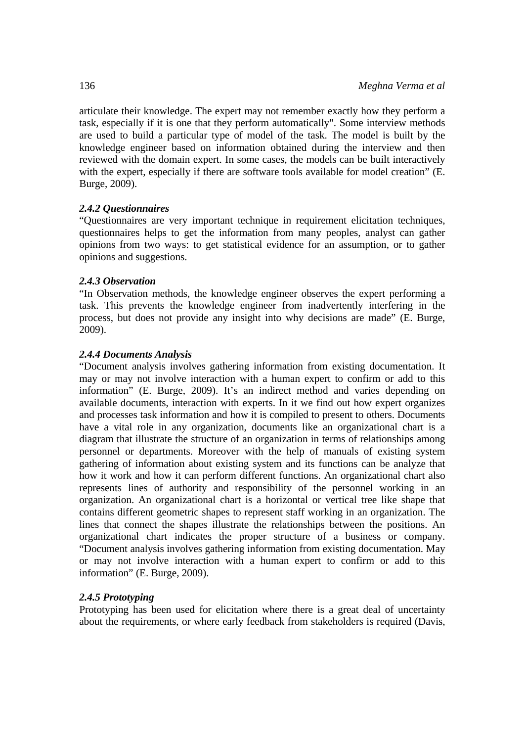articulate their knowledge. The expert may not remember exactly how they perform a task, especially if it is one that they perform automatically". Some interview methods are used to build a particular type of model of the task. The model is built by the knowledge engineer based on information obtained during the interview and then reviewed with the domain expert. In some cases, the models can be built interactively with the expert, especially if there are software tools available for model creation" (E. Burge, 2009).

### *2.4.2 Questionnaires*

"Questionnaires are very important technique in requirement elicitation techniques, questionnaires helps to get the information from many peoples, analyst can gather opinions from two ways: to get statistical evidence for an assumption, or to gather opinions and suggestions.

### *2.4.3 Observation*

"In Observation methods, the knowledge engineer observes the expert performing a task. This prevents the knowledge engineer from inadvertently interfering in the process, but does not provide any insight into why decisions are made" (E. Burge, 2009).

### *2.4.4 Documents Analysis*

"Document analysis involves gathering information from existing documentation. It may or may not involve interaction with a human expert to confirm or add to this information" (E. Burge, 2009). It's an indirect method and varies depending on available documents, interaction with experts. In it we find out how expert organizes and processes task information and how it is compiled to present to others. Documents have a vital role in any organization, documents like an organizational chart is a diagram that illustrate the structure of an organization in terms of relationships among personnel or departments. Moreover with the help of manuals of existing system gathering of information about existing system and its functions can be analyze that how it work and how it can perform different functions. An organizational chart also represents lines of authority and responsibility of the personnel working in an organization. An organizational chart is a horizontal or vertical tree like shape that contains different geometric shapes to represent staff working in an organization. The lines that connect the shapes illustrate the relationships between the positions. An organizational chart indicates the proper structure of a business or company. "Document analysis involves gathering information from existing documentation. May or may not involve interaction with a human expert to confirm or add to this information" (E. Burge, 2009).

### *2.4.5 Prototyping*

Prototyping has been used for elicitation where there is a great deal of uncertainty about the requirements, or where early feedback from stakeholders is required (Davis,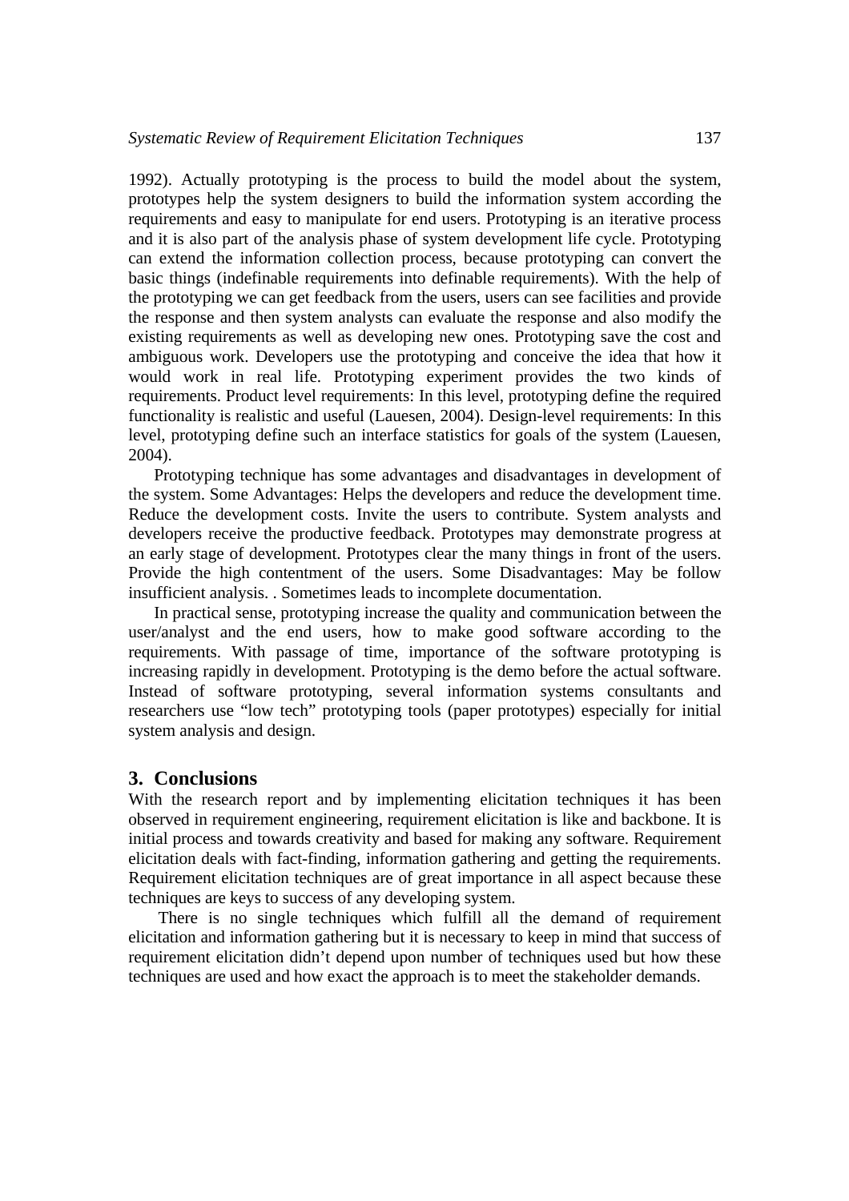1992). Actually prototyping is the process to build the model about the system, prototypes help the system designers to build the information system according the requirements and easy to manipulate for end users. Prototyping is an iterative process and it is also part of the analysis phase of system development life cycle. Prototyping can extend the information collection process, because prototyping can convert the basic things (indefinable requirements into definable requirements). With the help of the prototyping we can get feedback from the users, users can see facilities and provide the response and then system analysts can evaluate the response and also modify the existing requirements as well as developing new ones. Prototyping save the cost and ambiguous work. Developers use the prototyping and conceive the idea that how it would work in real life. Prototyping experiment provides the two kinds of requirements. Product level requirements: In this level, prototyping define the required functionality is realistic and useful (Lauesen, 2004). Design-level requirements: In this level, prototyping define such an interface statistics for goals of the system (Lauesen, 2004).

Prototyping technique has some advantages and disadvantages in development of the system. Some Advantages: Helps the developers and reduce the development time. Reduce the development costs. Invite the users to contribute. System analysts and developers receive the productive feedback. Prototypes may demonstrate progress at an early stage of development. Prototypes clear the many things in front of the users. Provide the high contentment of the users. Some Disadvantages: May be follow insufficient analysis. . Sometimes leads to incomplete documentation.

In practical sense, prototyping increase the quality and communication between the user/analyst and the end users, how to make good software according to the requirements. With passage of time, importance of the software prototyping is increasing rapidly in development. Prototyping is the demo before the actual software. Instead of software prototyping, several information systems consultants and researchers use “low tech” prototyping tools (paper prototypes) especially for initial system analysis and design.

## 3. Conclusions

With the research report and by implementing elicitation techniques it has been observed in requirement engineering, requirement elicitation is like and backbone. It is initial process and towards creativity and based for making any software. Requirement elicitation deals with fact-finding, information gathering and getting the requirements. Requirement elicitation techniques are of great importance in all aspect because these techniques are keys to success of any developing system.

There is no single techniques which fulfill all the demand of requirement elicitation and information gathering but it is necessary to keep in mind that success of requirement elicitation didn’t depend upon number of techniques used but how these techniques are used and how exact the approach is to meet the stakeholder demands.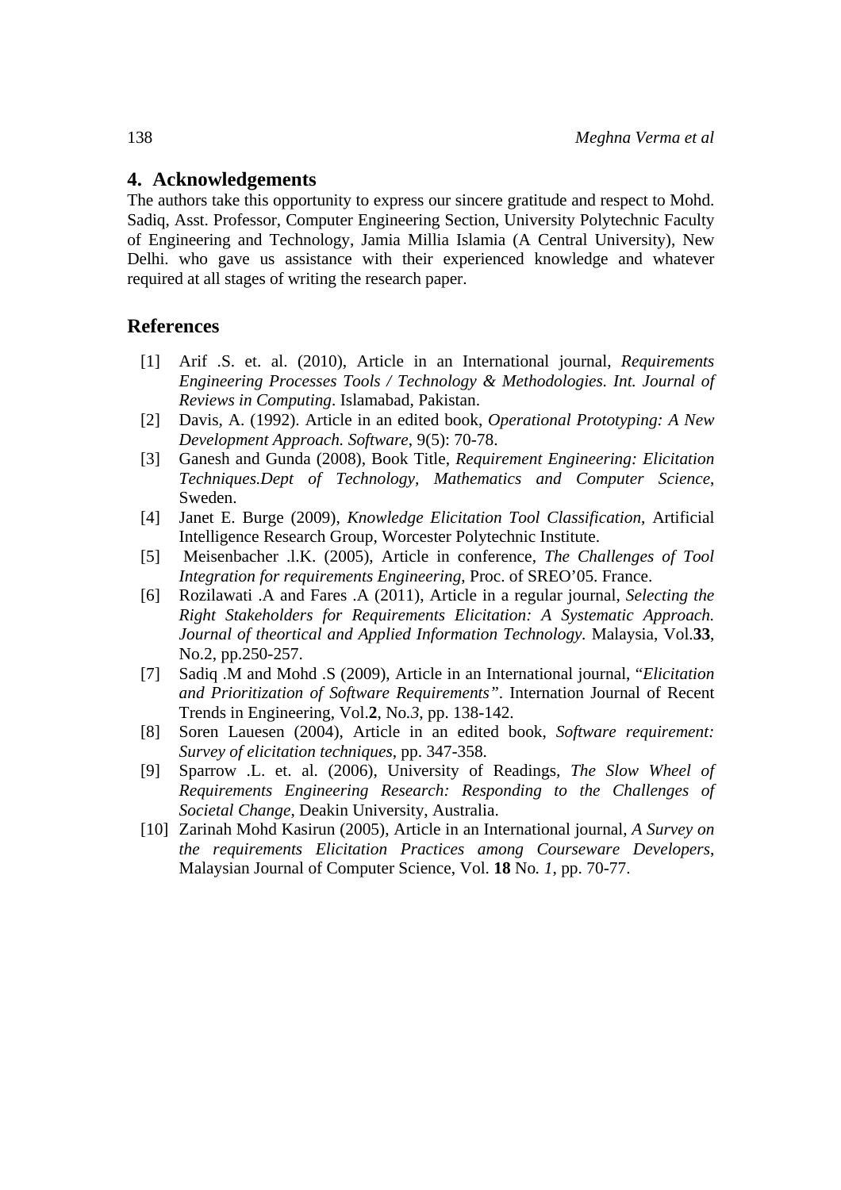## 4. Acknowledgements

The authors take this opportunity to express our sincere gratitude and respect to Mohd. Sadiq, Asst. Professor, Computer Engineering Section, University Polytechnic Faculty of Engineering and Technology, Jamia Millia Islamia (A Central University), New Delhi. who gave us assistance with their experienced knowledge and whatever required at all stages of writing the research paper.

## References

[1] Arif .S. et. al. (2010), Article in an International journal, *Requirements Engineering Processes Tools / Technology & Methodologies. Int. Journal of Reviews in Computing*. Islamabad, Pakistan.

[2] Davis, A. (1992). Article in an edited book, *Operational Prototyping: A New Development Approach. Software*, 9(5): 70-78.

[3] Ganesh and Gunda (2008), Book Title, *Requirement Engineering: Elicitation Techniques.Dept of Technology, Mathematics and Computer Science*, Sweden.

[4] Janet E. Burge (2009), *Knowledge Elicitation Tool Classification*, Artificial Intelligence Research Group, Worcester Polytechnic Institute.

[5] Meisenbacher .l.K. (2005), Article in conference, *The Challenges of Tool Integration for requirements Engineering*, Proc. of SREO'05. France.

[6] Rozilawati .A and Fares .A (2011), Article in a regular journal, *Selecting the Right Stakeholders for Requirements Elicitation: A Systematic Approach. Journal of theortical and Applied Information Technology*. Malaysia, Vol.**33**, No.2, pp.250-257.

[7] Sadiq .M and Mohd .S (2009), Article in an International journal, "*Elicitation and Prioritization of Software Requirements"*. Internation Journal of Recent Trends in Engineering, Vol.**2**, No.*3*, pp. 138-142.

[8] Soren Lauesen (2004), Article in an edited book, *Software requirement: Survey of elicitation techniques*, pp. 347-358.

[9] Sparrow .L. et. al. (2006), University of Readings, *The Slow Wheel of Requirements Engineering Research: Responding to the Challenges of Societal Change*, Deakin University, Australia.

[10] Zarinah Mohd Kasirun (2005), Article in an International journal, *A Survey on the requirements Elicitation Practices among Courseware Developers*, Malaysian Journal of Computer Science, Vol. **18** No. *1*, pp. 70-77.